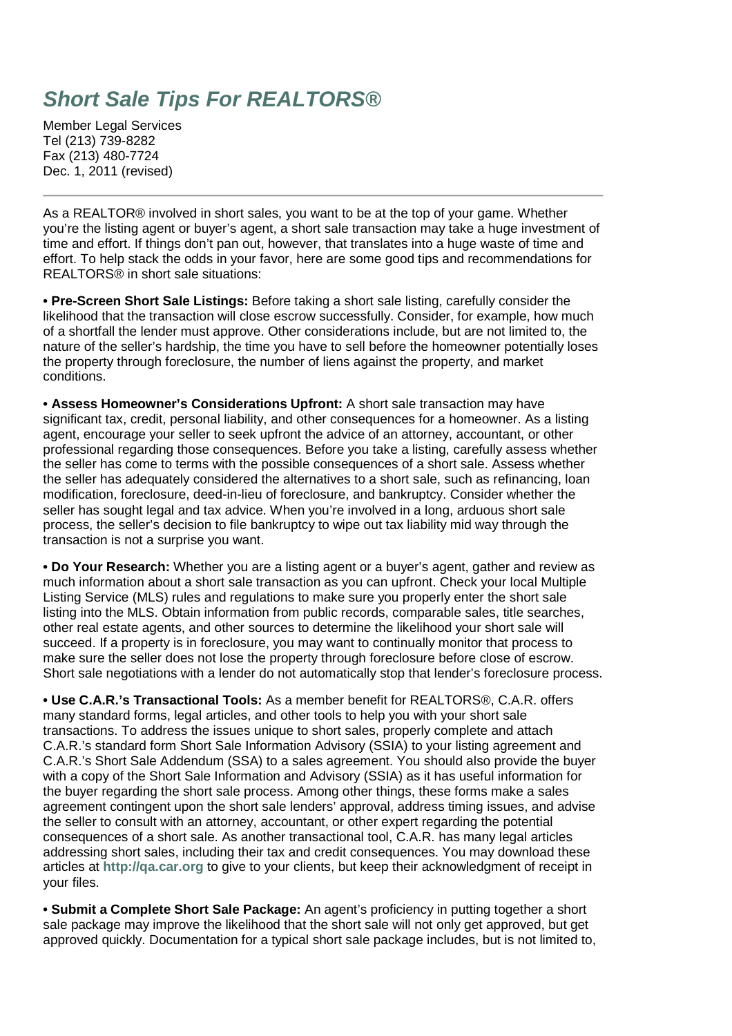# *Short Sale Tips For REALTORS®*

Member Legal Services
Tel (213) 739-8282
Fax (213) 480-7724
Dec. 1, 2011 (revised)

---

As a REALTOR® involved in short sales, you want to be at the top of your game. Whether you're the listing agent or buyer's agent, a short sale transaction may take a huge investment of time and effort. If things don't pan out, however, that translates into a huge waste of time and effort. To help stack the odds in your favor, here are some good tips and recommendations for REALTORS® in short sale situations:

**• Pre-Screen Short Sale Listings:** Before taking a short sale listing, carefully consider the likelihood that the transaction will close escrow successfully. Consider, for example, how much of a shortfall the lender must approve. Other considerations include, but are not limited to, the nature of the seller's hardship, the time you have to sell before the homeowner potentially loses the property through foreclosure, the number of liens against the property, and market conditions.

**• Assess Homeowner's Considerations Upfront:** A short sale transaction may have significant tax, credit, personal liability, and other consequences for a homeowner. As a listing agent, encourage your seller to seek upfront the advice of an attorney, accountant, or other professional regarding those consequences. Before you take a listing, carefully assess whether the seller has come to terms with the possible consequences of a short sale. Assess whether the seller has adequately considered the alternatives to a short sale, such as refinancing, loan modification, foreclosure, deed-in-lieu of foreclosure, and bankruptcy. Consider whether the seller has sought legal and tax advice. When you're involved in a long, arduous short sale process, the seller's decision to file bankruptcy to wipe out tax liability mid way through the transaction is not a surprise you want.

**• Do Your Research:** Whether you are a listing agent or a buyer's agent, gather and review as much information about a short sale transaction as you can upfront. Check your local Multiple Listing Service (MLS) rules and regulations to make sure you properly enter the short sale listing into the MLS. Obtain information from public records, comparable sales, title searches, other real estate agents, and other sources to determine the likelihood your short sale will succeed. If a property is in foreclosure, you may want to continually monitor that process to make sure the seller does not lose the property through foreclosure before close of escrow. Short sale negotiations with a lender do not automatically stop that lender's foreclosure process.

**• Use C.A.R.'s Transactional Tools:** As a member benefit for REALTORS®, C.A.R. offers many standard forms, legal articles, and other tools to help you with your short sale transactions. To address the issues unique to short sales, properly complete and attach C.A.R.'s standard form Short Sale Information Advisory (SSIA) to your listing agreement and C.A.R.'s Short Sale Addendum (SSA) to a sales agreement. You should also provide the buyer with a copy of the Short Sale Information and Advisory (SSIA) as it has useful information for the buyer regarding the short sale process. Among other things, these forms make a sales agreement contingent upon the short sale lenders' approval, address timing issues, and advise the seller to consult with an attorney, accountant, or other expert regarding the potential consequences of a short sale. As another transactional tool, C.A.R. has many legal articles addressing short sales, including their tax and credit consequences. You may download these articles at **http://qa.car.org** to give to your clients, but keep their acknowledgment of receipt in your files.

**• Submit a Complete Short Sale Package:** An agent's proficiency in putting together a short sale package may improve the likelihood that the short sale will not only get approved, but get approved quickly. Documentation for a typical short sale package includes, but is not limited to,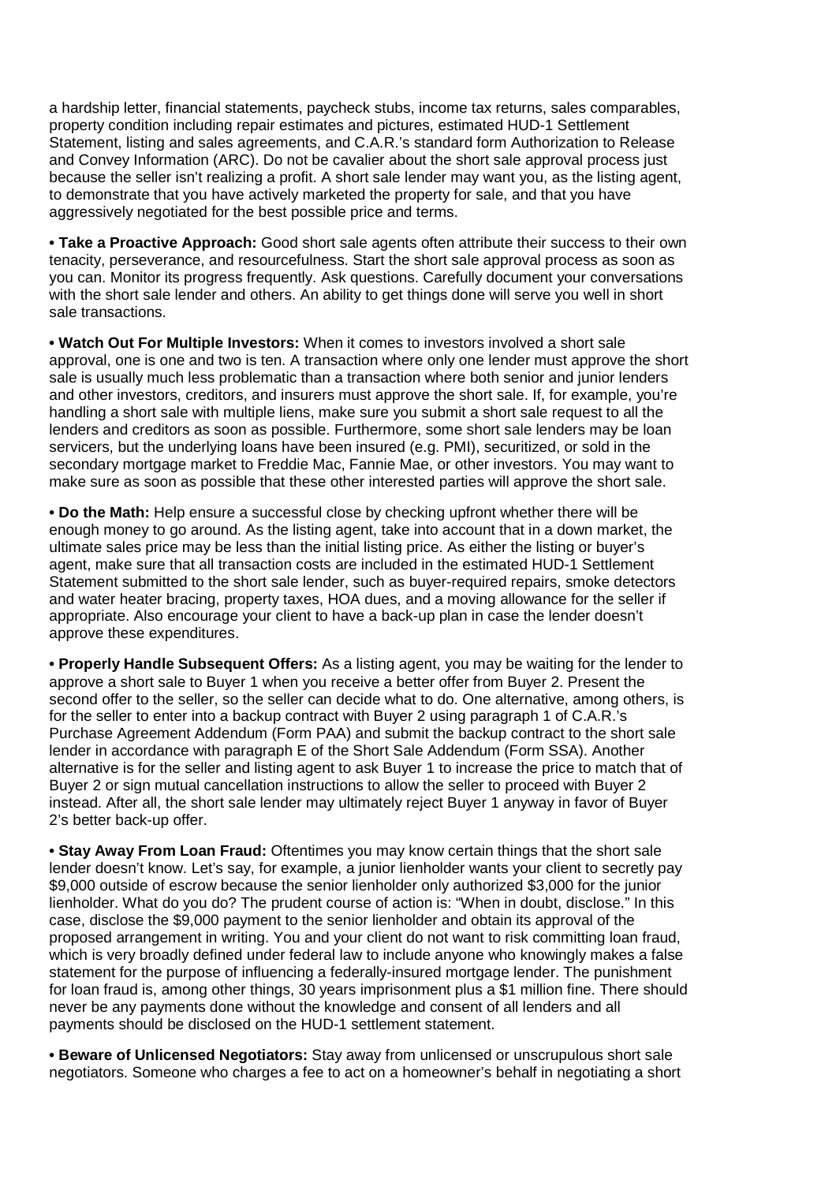a hardship letter, financial statements, paycheck stubs, income tax returns, sales comparables, property condition including repair estimates and pictures, estimated HUD-1 Settlement Statement, listing and sales agreements, and C.A.R.'s standard form Authorization to Release and Convey Information (ARC). Do not be cavalier about the short sale approval process just because the seller isn't realizing a profit. A short sale lender may want you, as the listing agent, to demonstrate that you have actively marketed the property for sale, and that you have aggressively negotiated for the best possible price and terms.

• **Take a Proactive Approach:** Good short sale agents often attribute their success to their own tenacity, perseverance, and resourcefulness. Start the short sale approval process as soon as you can. Monitor its progress frequently. Ask questions. Carefully document your conversations with the short sale lender and others. An ability to get things done will serve you well in short sale transactions.

• **Watch Out For Multiple Investors:** When it comes to investors involved a short sale approval, one is one and two is ten. A transaction where only one lender must approve the short sale is usually much less problematic than a transaction where both senior and junior lenders and other investors, creditors, and insurers must approve the short sale. If, for example, you're handling a short sale with multiple liens, make sure you submit a short sale request to all the lenders and creditors as soon as possible. Furthermore, some short sale lenders may be loan servicers, but the underlying loans have been insured (e.g. PMI), securitized, or sold in the secondary mortgage market to Freddie Mac, Fannie Mae, or other investors. You may want to make sure as soon as possible that these other interested parties will approve the short sale.

• **Do the Math:** Help ensure a successful close by checking upfront whether there will be enough money to go around. As the listing agent, take into account that in a down market, the ultimate sales price may be less than the initial listing price. As either the listing or buyer's agent, make sure that all transaction costs are included in the estimated HUD-1 Settlement Statement submitted to the short sale lender, such as buyer-required repairs, smoke detectors and water heater bracing, property taxes, HOA dues, and a moving allowance for the seller if appropriate. Also encourage your client to have a back-up plan in case the lender doesn't approve these expenditures.

• **Properly Handle Subsequent Offers:** As a listing agent, you may be waiting for the lender to approve a short sale to Buyer 1 when you receive a better offer from Buyer 2. Present the second offer to the seller, so the seller can decide what to do. One alternative, among others, is for the seller to enter into a backup contract with Buyer 2 using paragraph 1 of C.A.R.'s Purchase Agreement Addendum (Form PAA) and submit the backup contract to the short sale lender in accordance with paragraph E of the Short Sale Addendum (Form SSA). Another alternative is for the seller and listing agent to ask Buyer 1 to increase the price to match that of Buyer 2 or sign mutual cancellation instructions to allow the seller to proceed with Buyer 2 instead. After all, the short sale lender may ultimately reject Buyer 1 anyway in favor of Buyer 2's better back-up offer.

• **Stay Away From Loan Fraud:** Oftentimes you may know certain things that the short sale lender doesn't know. Let's say, for example, a junior lienholder wants your client to secretly pay $9,000 outside of escrow because the senior lienholder only authorized $3,000 for the junior lienholder. What do you do? The prudent course of action is: "When in doubt, disclose." In this case, disclose the $9,000 payment to the senior lienholder and obtain its approval of the proposed arrangement in writing. You and your client do not want to risk committing loan fraud, which is very broadly defined under federal law to include anyone who knowingly makes a false statement for the purpose of influencing a federally-insured mortgage lender. The punishment for loan fraud is, among other things, 30 years imprisonment plus a $1 million fine. There should never be any payments done without the knowledge and consent of all lenders and all payments should be disclosed on the HUD-1 settlement statement.

• **Beware of Unlicensed Negotiators:** Stay away from unlicensed or unscrupulous short sale negotiators. Someone who charges a fee to act on a homeowner's behalf in negotiating a short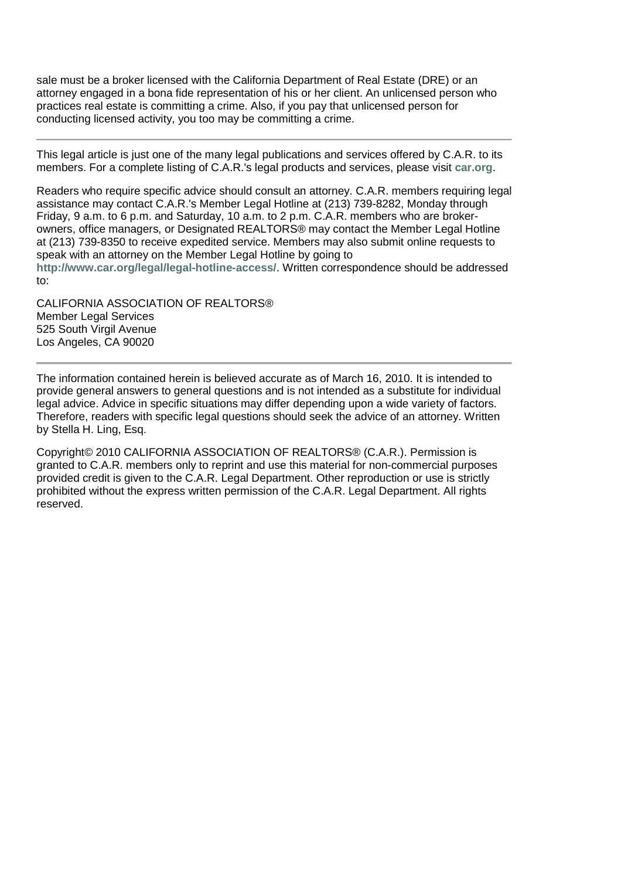sale must be a broker licensed with the California Department of Real Estate (DRE) or an attorney engaged in a bona fide representation of his or her client. An unlicensed person who practices real estate is committing a crime. Also, if you pay that unlicensed person for conducting licensed activity, you too may be committing a crime.

---

This legal article is just one of the many legal publications and services offered by C.A.R. to its members. For a complete listing of C.A.R.'s legal products and services, please visit **car.org**.

Readers who require specific advice should consult an attorney. C.A.R. members requiring legal assistance may contact C.A.R.'s Member Legal Hotline at (213) 739-8282, Monday through Friday, 9 a.m. to 6 p.m. and Saturday, 10 a.m. to 2 p.m. C.A.R. members who are broker-owners, office managers, or Designated REALTORS® may contact the Member Legal Hotline at (213) 739-8350 to receive expedited service. Members may also submit online requests to speak with an attorney on the Member Legal Hotline by going to **http://www.car.org/legal/legal-hotline-access/**. Written correspondence should be addressed to:

CALIFORNIA ASSOCIATION OF REALTORS®
Member Legal Services
525 South Virgil Avenue
Los Angeles, CA 90020

---

The information contained herein is believed accurate as of March 16, 2010. It is intended to provide general answers to general questions and is not intended as a substitute for individual legal advice. Advice in specific situations may differ depending upon a wide variety of factors. Therefore, readers with specific legal questions should seek the advice of an attorney. Written by Stella H. Ling, Esq.

Copyright© 2010 CALIFORNIA ASSOCIATION OF REALTORS® (C.A.R.). Permission is granted to C.A.R. members only to reprint and use this material for non-commercial purposes provided credit is given to the C.A.R. Legal Department. Other reproduction or use is strictly prohibited without the express written permission of the C.A.R. Legal Department. All rights reserved.